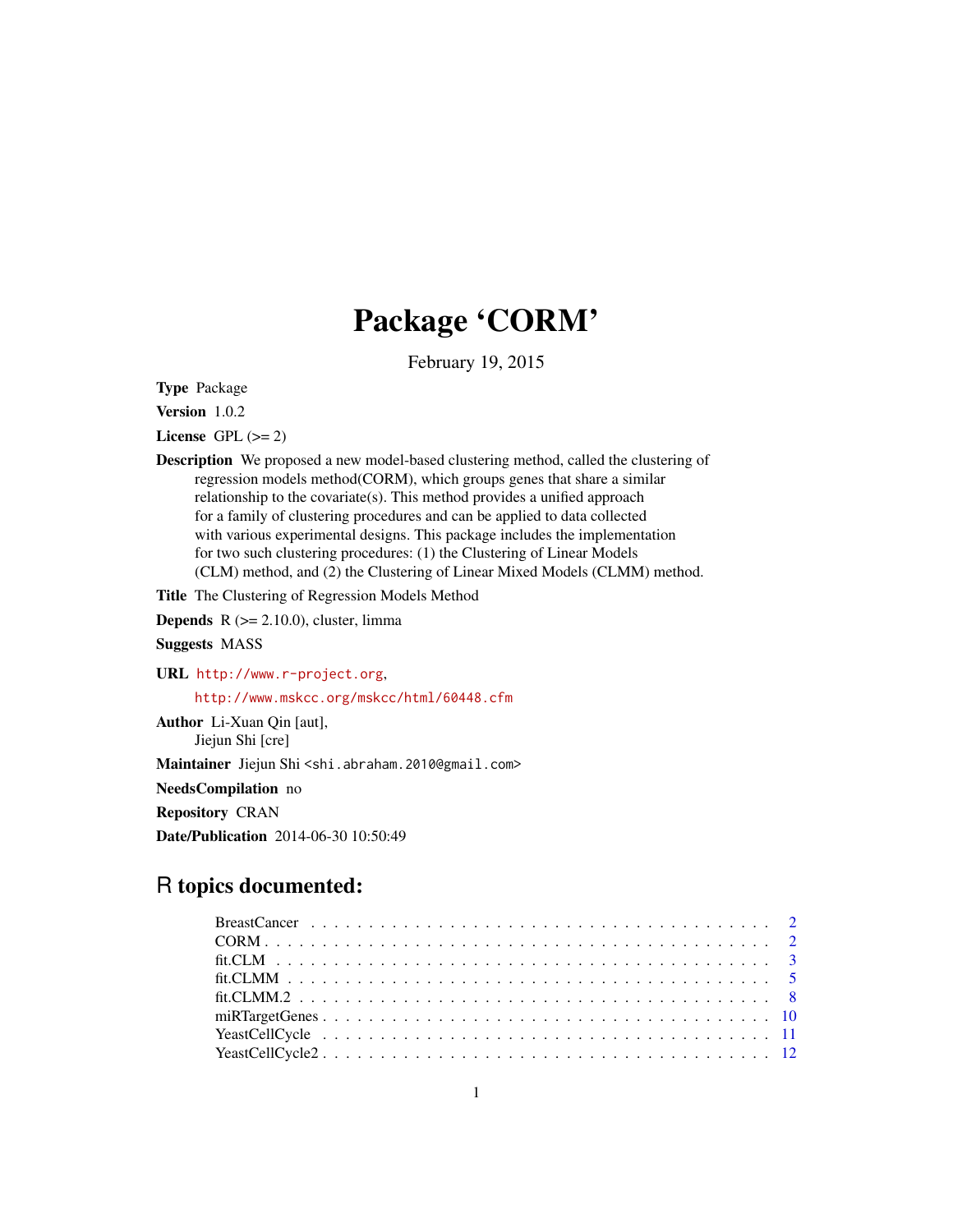# Package 'CORM'

February 19, 2015

**Type** Package

**Version** 1.0.2

**License** GPL (>= 2)

**Description** We proposed a new model-based clustering method, called the clustering of regression models method(CORM), which groups genes that share a similar relationship to the covariate(s). This method provides a unified approach for a family of clustering procedures and can be applied to data collected with various experimental designs. This package includes the implementation for two such clustering procedures: (1) the Clustering of Linear Models (CLM) method, and (2) the Clustering of Linear Mixed Models (CLMM) method.

**Title** The Clustering of Regression Models Method

**Depends** R (>= 2.10.0), cluster, limma

**Suggests** MASS

**URL** http://www.r-project.org,
http://www.mskcc.org/mskcc/html/60448.cfm

**Author** Li-Xuan Qin [aut],
Jiejun Shi [cre]

**Maintainer** Jiejun Shi <shi.abraham.2010@gmail.com>

**NeedsCompilation** no

**Repository** CRAN

**Date/Publication** 2014-06-30 10:50:49

## R topics documented:

- BreastCancer . . . . . 2
- CORM . . . . . 2
- fit.CLM . . . . . 3
- fit.CLMM . . . . . 5
- fit.CLMM.2 . . . . . 8
- miRTargetGenes . . . . . 10
- YeastCellCycle . . . . . 11
- YeastCellCycle2 . . . . . 12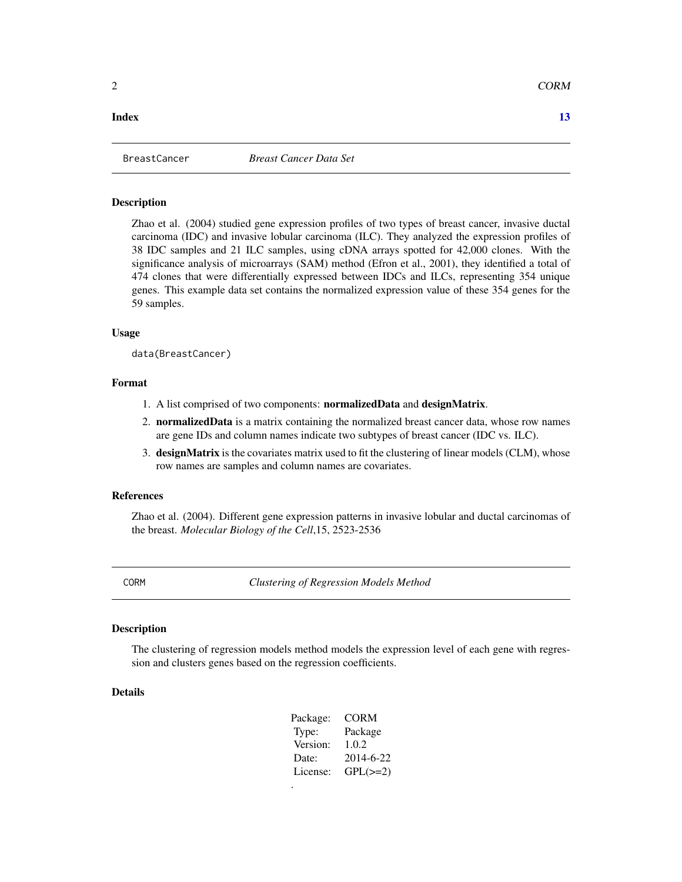**Index** **13**

## BreastCancer *Breast Cancer Data Set*

### Description

Zhao et al. (2004) studied gene expression profiles of two types of breast cancer, invasive ductal carcinoma (IDC) and invasive lobular carcinoma (ILC). They analyzed the expression profiles of 38 IDC samples and 21 ILC samples, using cDNA arrays spotted for 42,000 clones. With the significance analysis of microarrays (SAM) method (Efron et al., 2001), they identified a total of 474 clones that were differentially expressed between IDCs and ILCs, representing 354 unique genes. This example data set contains the normalized expression value of these 354 genes for the 59 samples.

### Usage

```
data(BreastCancer)
```

### Format

1. A list comprised of two components: **normalizedData** and **designMatrix**.
2. **normalizedData** is a matrix containing the normalized breast cancer data, whose row names are gene IDs and column names indicate two subtypes of breast cancer (IDC vs. ILC).
3. **designMatrix** is the covariates matrix used to fit the clustering of linear models (CLM), whose row names are samples and column names are covariates.

### References

Zhao et al. (2004). Different gene expression patterns in invasive lobular and ductal carcinomas of the breast. *Molecular Biology of the Cell*,15, 2523-2536

## CORM *Clustering of Regression Models Method*

### Description

The clustering of regression models method models the expression level of each gene with regression and clusters genes based on the regression coefficients.

### Details

| | |
|---|---|
| Package: | CORM |
| Type: | Package |
| Version: | 1.0.2 |
| Date: | 2014-6-22 |
| License: | GPL(>=2) |

.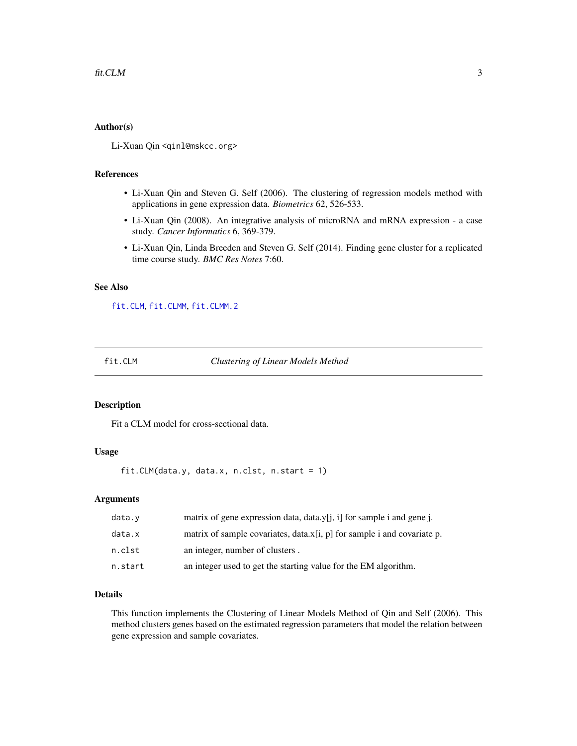## Author(s)

Li-Xuan Qin <qinl@mskcc.org>

## References

- Li-Xuan Qin and Steven G. Self (2006). The clustering of regression models method with applications in gene expression data. *Biometrics* 62, 526-533.
- Li-Xuan Qin (2008). An integrative analysis of microRNA and mRNA expression - a case study. *Cancer Informatics* 6, 369-379.
- Li-Xuan Qin, Linda Breeden and Steven G. Self (2014). Finding gene cluster for a replicated time course study. *BMC Res Notes* 7:60.

## See Also

fit.CLM, fit.CLMM, fit.CLMM.2

---

# fit.CLM    *Clustering of Linear Models Method*

## Description

Fit a CLM model for cross-sectional data.

## Usage

```
fit.CLM(data.y, data.x, n.clst, n.start = 1)
```

## Arguments

| | |
|---|---|
| data.y | matrix of gene expression data, data.y[j, i] for sample i and gene j. |
| data.x | matrix of sample covariates, data.x[i, p] for sample i and covariate p. |
| n.clst | an integer, number of clusters . |
| n.start | an integer used to get the starting value for the EM algorithm. |

## Details

This function implements the Clustering of Linear Models Method of Qin and Self (2006). This method clusters genes based on the estimated regression parameters that model the relation between gene expression and sample covariates.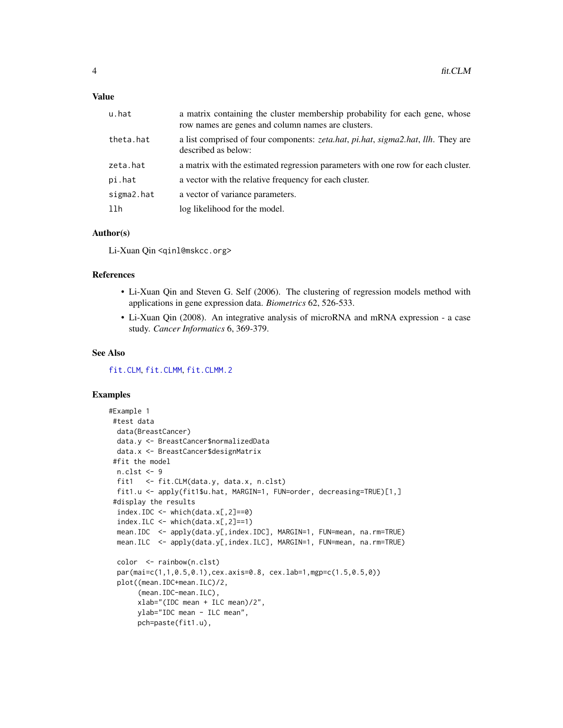### Value

| | |
|---|---|
| u.hat | a matrix containing the cluster membership probability for each gene, whose row names are genes and column names are clusters. |
| theta.hat | a list comprised of four components: *zeta.hat*, *pi.hat*, *sigma2.hat*, *llh*. They are described as below: |
| zeta.hat | a matrix with the estimated regression parameters with one row for each cluster. |
| pi.hat | a vector with the relative frequency for each cluster. |
| sigma2.hat | a vector of variance parameters. |
| llh | log likelihood for the model. |

### Author(s)

Li-Xuan Qin <qinl@mskcc.org>

### References

- Li-Xuan Qin and Steven G. Self (2006). The clustering of regression models method with applications in gene expression data. *Biometrics* 62, 526-533.
- Li-Xuan Qin (2008). An integrative analysis of microRNA and mRNA expression - a case study. *Cancer Informatics* 6, 369-379.

### See Also

fit.CLM, fit.CLMM, fit.CLMM.2

### Examples

```
#Example 1
 #test data
  data(BreastCancer)
  data.y <- BreastCancer$normalizedData
  data.x <- BreastCancer$designMatrix
 #fit the model
  n.clst <- 9
  fit1   <- fit.CLM(data.y, data.x, n.clst)
  fit1.u <- apply(fit1$u.hat, MARGIN=1, FUN=order, decreasing=TRUE)[1,]
 #display the results
  index.IDC <- which(data.x[,2]==0)
  index.ILC <- which(data.x[,2]==1)
  mean.IDC  <- apply(data.y[,index.IDC], MARGIN=1, FUN=mean, na.rm=TRUE)
  mean.ILC  <- apply(data.y[,index.ILC], MARGIN=1, FUN=mean, na.rm=TRUE)

  color  <- rainbow(n.clst)
  par(mai=c(1,1,0.5,0.1),cex.axis=0.8, cex.lab=1,mgp=c(1.5,0.5,0))
  plot((mean.IDC+mean.ILC)/2,
       (mean.IDC-mean.ILC),
       xlab="(IDC mean + ILC mean)/2",
       ylab="IDC mean - ILC mean",
       pch=paste(fit1.u),
```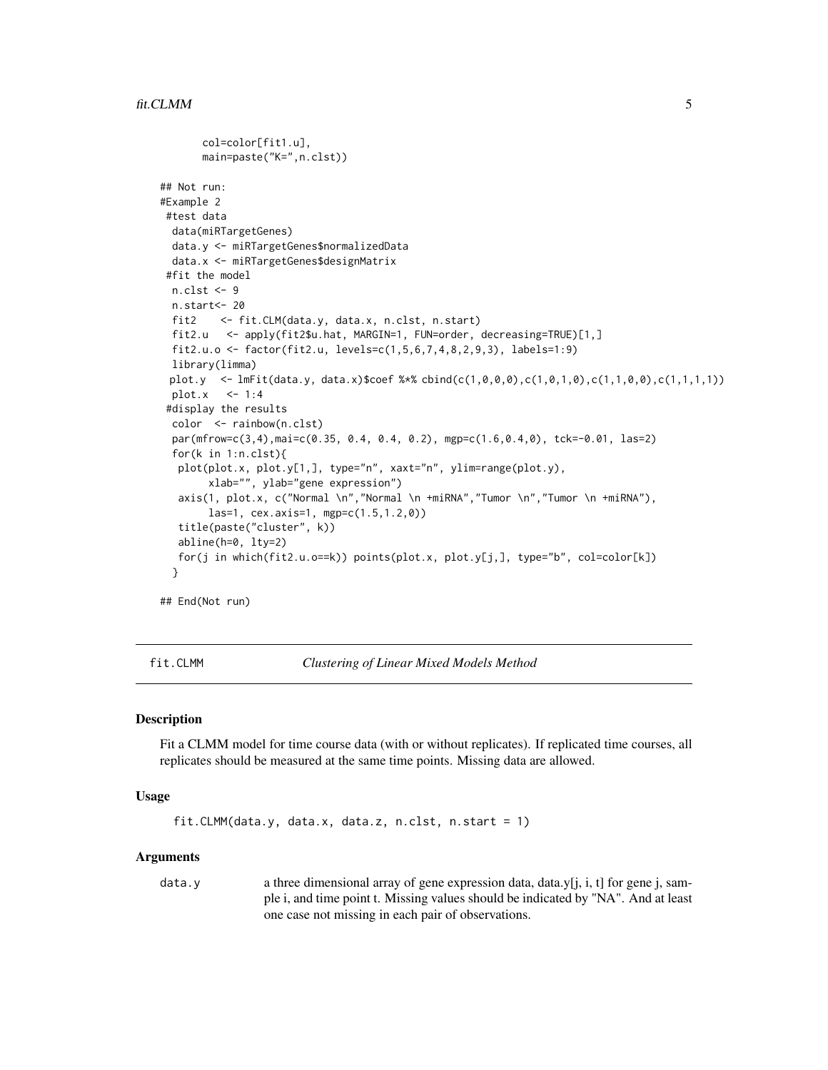```
        col=color[fit1.u],
        main=paste("K=",n.clst))

## Not run:
#Example 2
 #test data
  data(miRTargetGenes)
  data.y <- miRTargetGenes$normalizedData
  data.x <- miRTargetGenes$designMatrix
 #fit the model
  n.clst <- 9
  n.start<- 20
  fit2    <- fit.CLM(data.y, data.x, n.clst, n.start)
  fit2.u   <- apply(fit2$u.hat, MARGIN=1, FUN=order, decreasing=TRUE)[1,]
  fit2.u.o <- factor(fit2.u, levels=c(1,5,6,7,4,8,2,9,3), labels=1:9)
  library(limma)
 plot.y   <- lmFit(data.y, data.x)$coef %*% cbind(c(1,0,0,0),c(1,0,1,0),c(1,1,0,0),c(1,1,1,1))
  plot.x   <- 1:4
 #display the results
  color  <- rainbow(n.clst)
  par(mfrow=c(3,4),mai=c(0.35, 0.4, 0.4, 0.2), mgp=c(1.6,0.4,0), tck=-0.01, las=2)
  for(k in 1:n.clst){
   plot(plot.x, plot.y[1,], type="n", xaxt="n", ylim=range(plot.y),
        xlab="", ylab="gene expression")
   axis(1, plot.x, c("Normal \n","Normal \n +miRNA","Tumor \n","Tumor \n +miRNA"),
        las=1, cex.axis=1, mgp=c(1.5,1.2,0))
   title(paste("cluster", k))
   abline(h=0, lty=2)
   for(j in which(fit2.u.o==k)) points(plot.x, plot.y[j,], type="b", col=color[k])
  }

## End(Not run)
```

## fit.CLMM — *Clustering of Linear Mixed Models Method*

### Description

Fit a CLMM model for time course data (with or without replicates). If replicated time courses, all replicates should be measured at the same time points. Missing data are allowed.

### Usage

```
fit.CLMM(data.y, data.x, data.z, n.clst, n.start = 1)
```

### Arguments

| | |
|---|---|
| `data.y` | a three dimensional array of gene expression data, data.y[j, i, t] for gene j, sample i, and time point t. Missing values should be indicated by "NA". And at least one case not missing in each pair of observations. |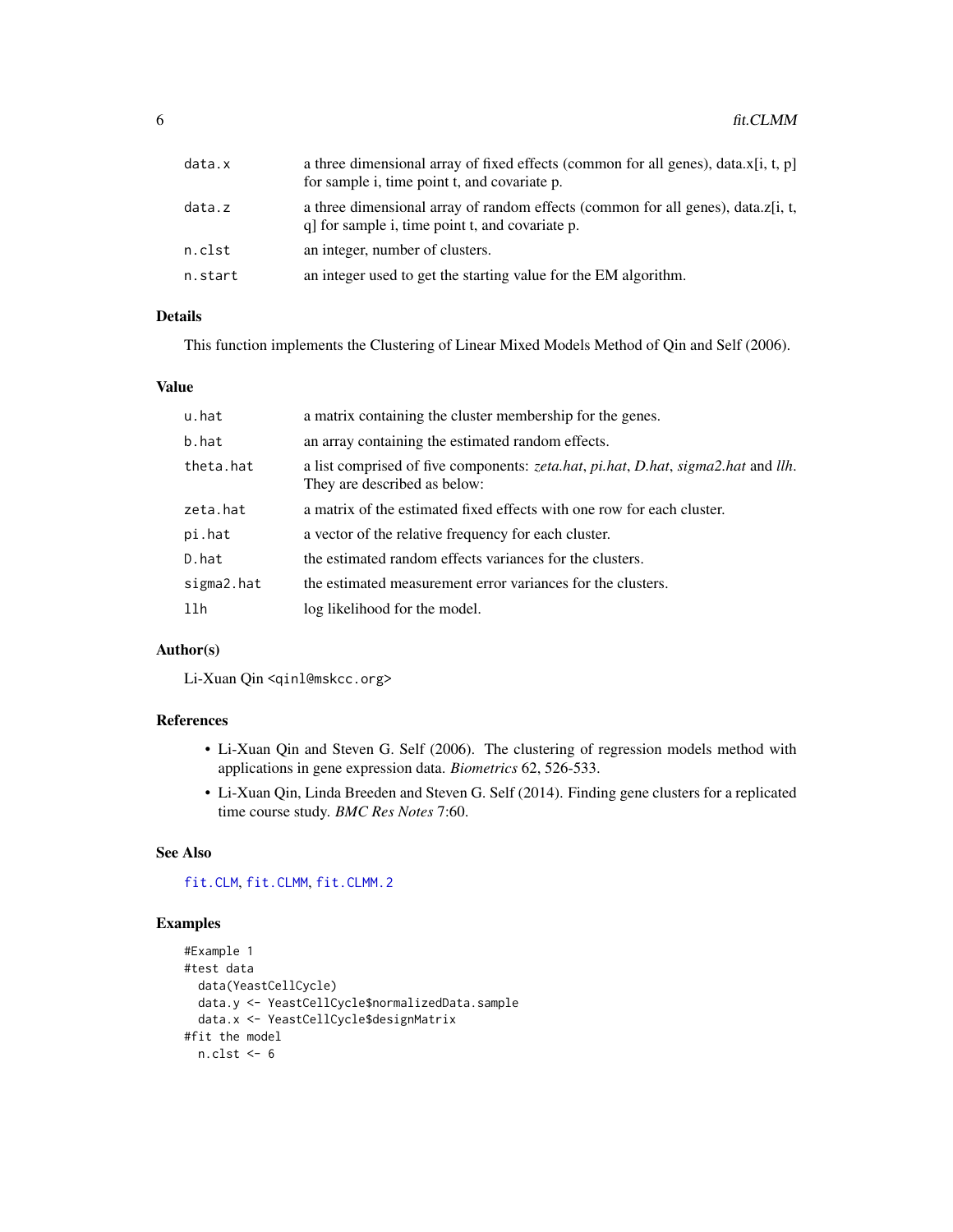| | |
|---|---|
| data.x | a three dimensional array of fixed effects (common for all genes), data.x[i, t, p] for sample i, time point t, and covariate p. |
| data.z | a three dimensional array of random effects (common for all genes), data.z[i, t, q] for sample i, time point t, and covariate p. |
| n.clst | an integer, number of clusters. |
| n.start | an integer used to get the starting value for the EM algorithm. |

### Details

This function implements the Clustering of Linear Mixed Models Method of Qin and Self (2006).

### Value

| | |
|---|---|
| u.hat | a matrix containing the cluster membership for the genes. |
| b.hat | an array containing the estimated random effects. |
| theta.hat | a list comprised of five components: *zeta.hat*, *pi.hat*, *D.hat*, *sigma2.hat* and *llh*. They are described as below: |
| zeta.hat | a matrix of the estimated fixed effects with one row for each cluster. |
| pi.hat | a vector of the relative frequency for each cluster. |
| D.hat | the estimated random effects variances for the clusters. |
| sigma2.hat | the estimated measurement error variances for the clusters. |
| llh | log likelihood for the model. |

### Author(s)

Li-Xuan Qin <qinl@mskcc.org>

### References

- Li-Xuan Qin and Steven G. Self (2006). The clustering of regression models method with applications in gene expression data. *Biometrics* 62, 526-533.
- Li-Xuan Qin, Linda Breeden and Steven G. Self (2014). Finding gene clusters for a replicated time course study. *BMC Res Notes* 7:60.

### See Also

fit.CLM, fit.CLMM, fit.CLMM.2

### Examples

```
#Example 1
#test data
  data(YeastCellCycle)
  data.y <- YeastCellCycle$normalizedData.sample
  data.x <- YeastCellCycle$designMatrix
#fit the model
  n.clst <- 6
```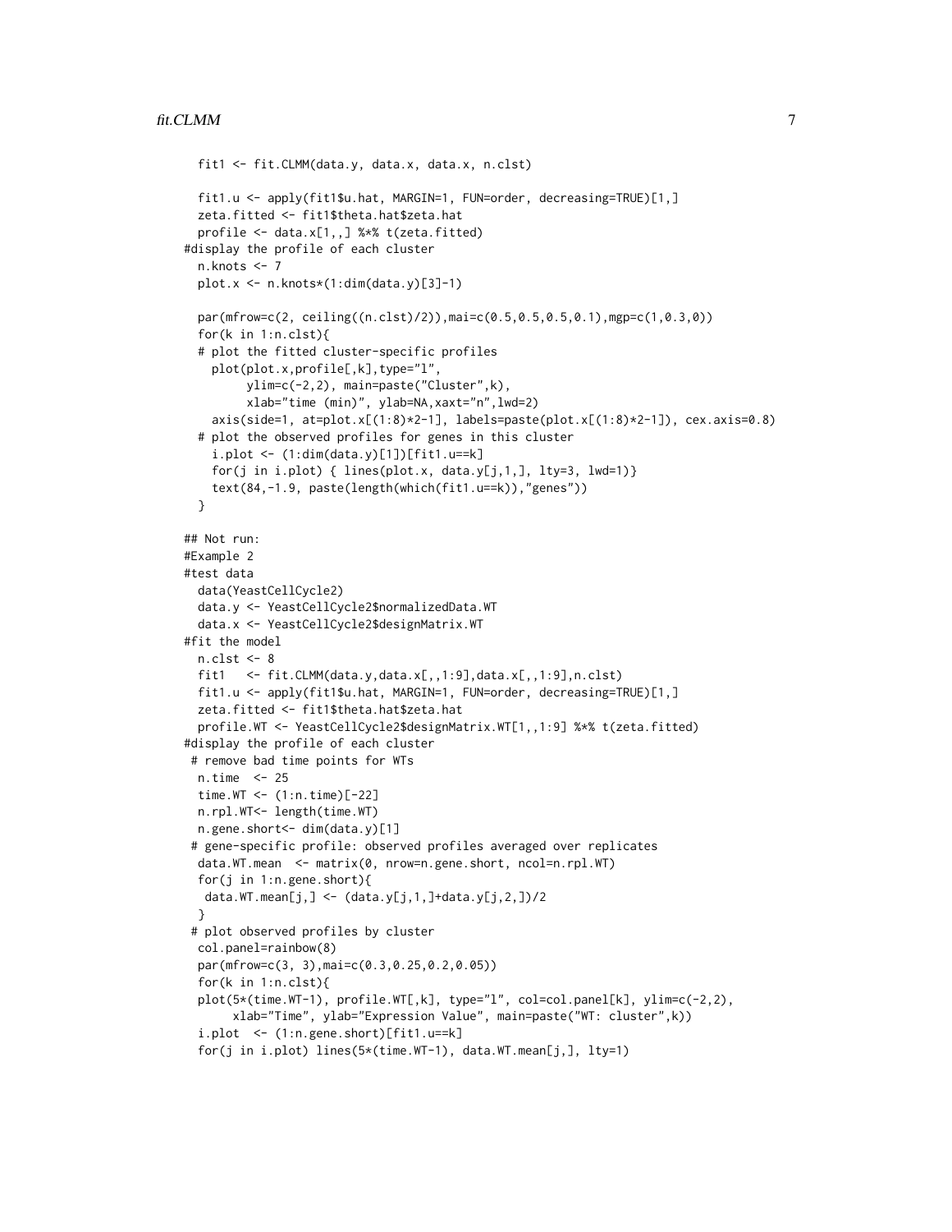```
  fit1 <- fit.CLMM(data.y, data.x, data.x, n.clst)

  fit1.u <- apply(fit1$u.hat, MARGIN=1, FUN=order, decreasing=TRUE)[1,]
  zeta.fitted <- fit1$theta.hat$zeta.hat
  profile <- data.x[1,,] %*% t(zeta.fitted)
#display the profile of each cluster
  n.knots <- 7
  plot.x <- n.knots*(1:dim(data.y)[3]-1)

  par(mfrow=c(2, ceiling((n.clst)/2)),mai=c(0.5,0.5,0.5,0.1),mgp=c(1,0.3,0))
  for(k in 1:n.clst){
  # plot the fitted cluster-specific profiles
    plot(plot.x,profile[,k],type="l",
         ylim=c(-2,2), main=paste("Cluster",k),
         xlab="time (min)", ylab=NA,xaxt="n",lwd=2)
    axis(side=1, at=plot.x[(1:8)*2-1], labels=paste(plot.x[(1:8)*2-1]), cex.axis=0.8)
  # plot the observed profiles for genes in this cluster
    i.plot <- (1:dim(data.y)[1])[fit1.u==k]
    for(j in i.plot) { lines(plot.x, data.y[j,1,], lty=3, lwd=1)}
    text(84,-1.9, paste(length(which(fit1.u==k)),"genes"))
  }

## Not run:
#Example 2
#test data
  data(YeastCellCycle2)
  data.y <- YeastCellCycle2$normalizedData.WT
  data.x <- YeastCellCycle2$designMatrix.WT
#fit the model
  n.clst <- 8
  fit1   <- fit.CLMM(data.y,data.x[,,1:9],data.x[,,1:9],n.clst)
  fit1.u <- apply(fit1$u.hat, MARGIN=1, FUN=order, decreasing=TRUE)[1,]
  zeta.fitted <- fit1$theta.hat$zeta.hat
  profile.WT <- YeastCellCycle2$designMatrix.WT[1,,1:9] %*% t(zeta.fitted)
#display the profile of each cluster
 # remove bad time points for WTs
  n.time  <- 25
  time.WT <- (1:n.time)[-22]
  n.rpl.WT<- length(time.WT)
  n.gene.short<- dim(data.y)[1]
 # gene-specific profile: observed profiles averaged over replicates
  data.WT.mean  <- matrix(0, nrow=n.gene.short, ncol=n.rpl.WT)
  for(j in 1:n.gene.short){
   data.WT.mean[j,] <- (data.y[j,1,]+data.y[j,2,])/2
  }
 # plot observed profiles by cluster
  col.panel=rainbow(8)
  par(mfrow=c(3, 3),mai=c(0.3,0.25,0.2,0.05))
  for(k in 1:n.clst){
  plot(5*(time.WT-1), profile.WT[,k], type="l", col=col.panel[k], ylim=c(-2,2),
       xlab="Time", ylab="Expression Value", main=paste("WT: cluster",k))
  i.plot  <- (1:n.gene.short)[fit1.u==k]
  for(j in i.plot) lines(5*(time.WT-1), data.WT.mean[j,], lty=1)
```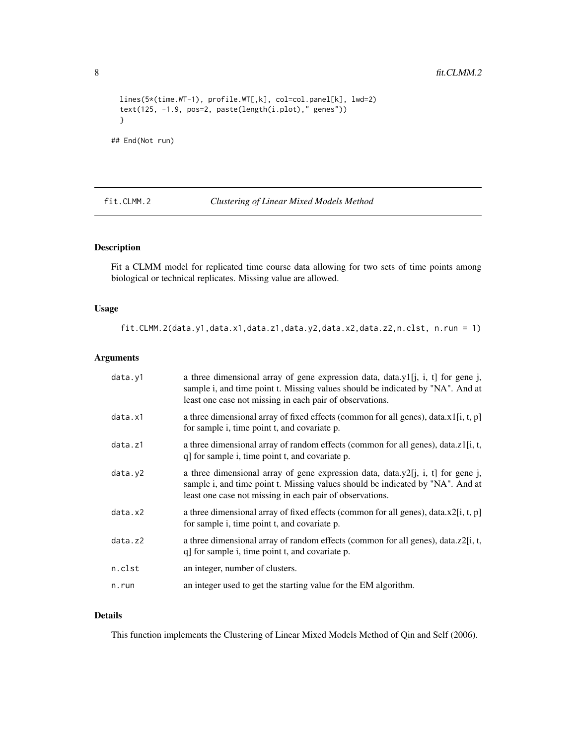```
  lines(5*(time.WT-1), profile.WT[,k], col=col.panel[k], lwd=2)
  text(125, -1.9, pos=2, paste(length(i.plot)," genes"))
  }

## End(Not run)
```

---

fit.CLMM.2 *Clustering of Linear Mixed Models Method*

---

### Description

Fit a CLMM model for replicated time course data allowing for two sets of time points among biological or technical replicates. Missing value are allowed.

### Usage

```
fit.CLMM.2(data.y1,data.x1,data.z1,data.y2,data.x2,data.z2,n.clst, n.run = 1)
```

### Arguments

| | |
|---|---|
| data.y1 | a three dimensional array of gene expression data, data.y1[j, i, t] for gene j, sample i, and time point t. Missing values should be indicated by "NA". And at least one case not missing in each pair of observations. |
| data.x1 | a three dimensional array of fixed effects (common for all genes), data.x1[i, t, p] for sample i, time point t, and covariate p. |
| data.z1 | a three dimensional array of random effects (common for all genes), data.z1[i, t, q] for sample i, time point t, and covariate p. |
| data.y2 | a three dimensional array of gene expression data, data.y2[j, i, t] for gene j, sample i, and time point t. Missing values should be indicated by "NA". And at least one case not missing in each pair of observations. |
| data.x2 | a three dimensional array of fixed effects (common for all genes), data.x2[i, t, p] for sample i, time point t, and covariate p. |
| data.z2 | a three dimensional array of random effects (common for all genes), data.z2[i, t, q] for sample i, time point t, and covariate p. |
| n.clst | an integer, number of clusters. |
| n.run | an integer used to get the starting value for the EM algorithm. |

### Details

This function implements the Clustering of Linear Mixed Models Method of Qin and Self (2006).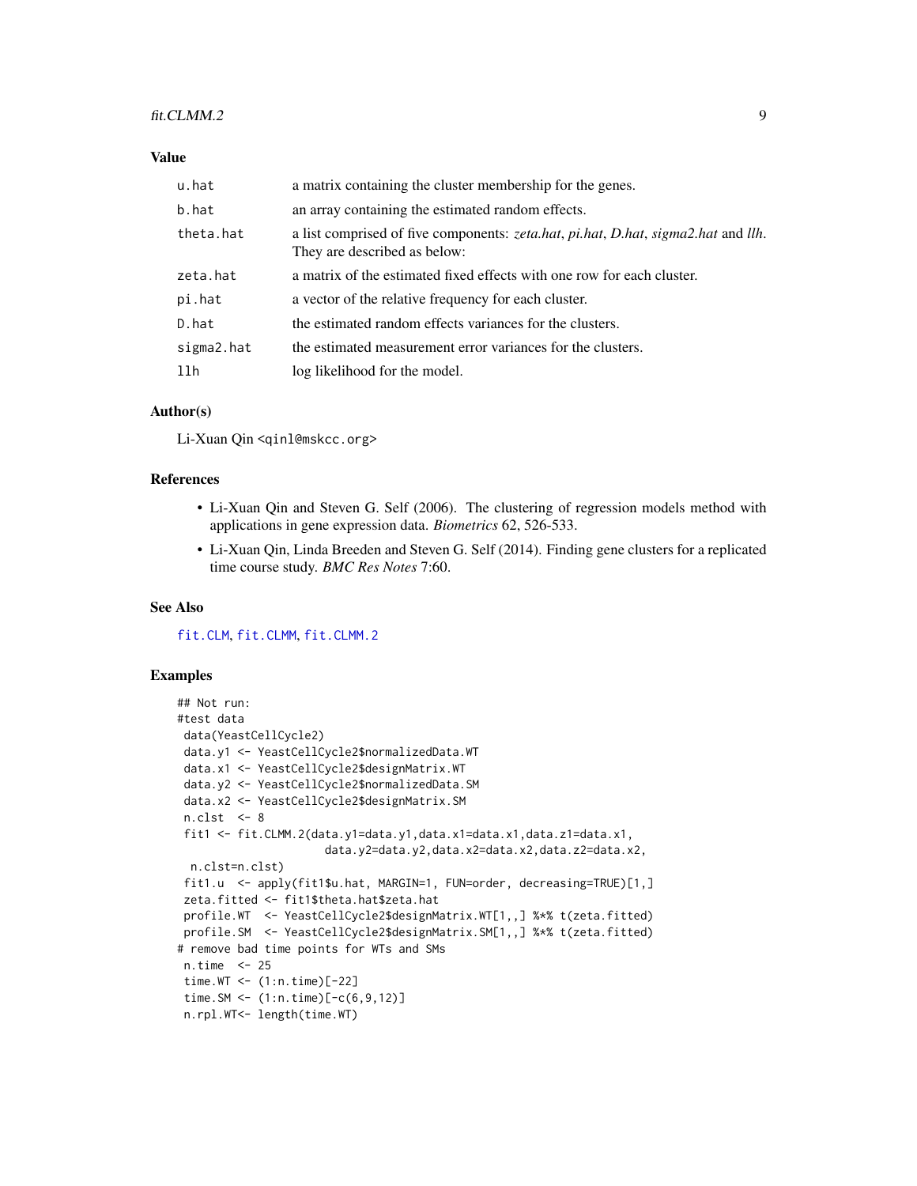## Value

| | |
|---|---|
| u.hat | a matrix containing the cluster membership for the genes. |
| b.hat | an array containing the estimated random effects. |
| theta.hat | a list comprised of five components: *zeta.hat*, *pi.hat*, *D.hat*, *sigma2.hat* and *llh*. They are described as below: |
| zeta.hat | a matrix of the estimated fixed effects with one row for each cluster. |
| pi.hat | a vector of the relative frequency for each cluster. |
| D.hat | the estimated random effects variances for the clusters. |
| sigma2.hat | the estimated measurement error variances for the clusters. |
| llh | log likelihood for the model. |

## Author(s)

Li-Xuan Qin <qinl@mskcc.org>

## References

- Li-Xuan Qin and Steven G. Self (2006). The clustering of regression models method with applications in gene expression data. *Biometrics* 62, 526-533.
- Li-Xuan Qin, Linda Breeden and Steven G. Self (2014). Finding gene clusters for a replicated time course study. *BMC Res Notes* 7:60.

## See Also

fit.CLM, fit.CLMM, fit.CLMM.2

## Examples

```
## Not run:
#test data
 data(YeastCellCycle2)
 data.y1 <- YeastCellCycle2$normalizedData.WT
 data.x1 <- YeastCellCycle2$designMatrix.WT
 data.y2 <- YeastCellCycle2$normalizedData.SM
 data.x2 <- YeastCellCycle2$designMatrix.SM
 n.clst  <- 8
 fit1 <- fit.CLMM.2(data.y1=data.y1,data.x1=data.x1,data.z1=data.x1,
                     data.y2=data.y2,data.x2=data.x2,data.z2=data.x2,
  n.clst=n.clst)
 fit1.u  <- apply(fit1$u.hat, MARGIN=1, FUN=order, decreasing=TRUE)[1,]
 zeta.fitted <- fit1$theta.hat$zeta.hat
 profile.WT  <- YeastCellCycle2$designMatrix.WT[1,,] %*% t(zeta.fitted)
 profile.SM  <- YeastCellCycle2$designMatrix.SM[1,,] %*% t(zeta.fitted)
# remove bad time points for WTs and SMs
 n.time  <- 25
 time.WT <- (1:n.time)[-22]
 time.SM <- (1:n.time)[-c(6,9,12)]
 n.rpl.WT<- length(time.WT)
```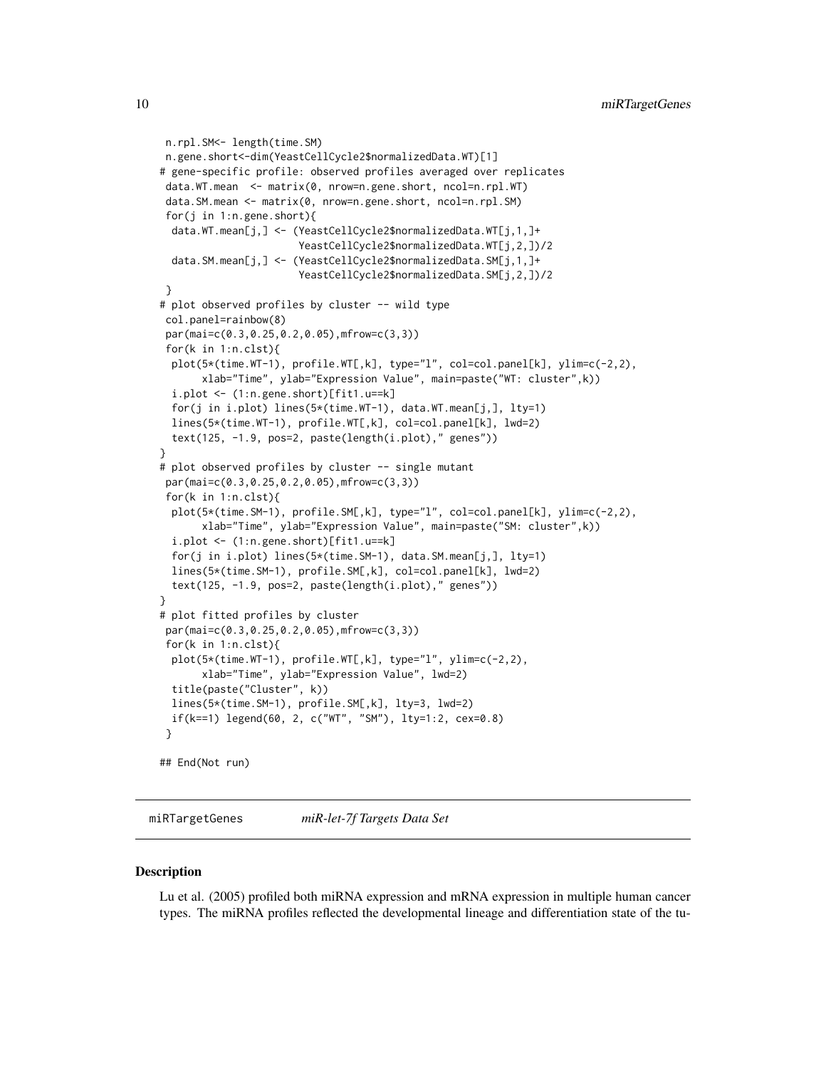```
 n.rpl.SM<- length(time.SM)
 n.gene.short<-dim(YeastCellCycle2$normalizedData.WT)[1]
# gene-specific profile: observed profiles averaged over replicates
 data.WT.mean  <- matrix(0, nrow=n.gene.short, ncol=n.rpl.WT)
 data.SM.mean <- matrix(0, nrow=n.gene.short, ncol=n.rpl.SM)
 for(j in 1:n.gene.short){
  data.WT.mean[j,] <- (YeastCellCycle2$normalizedData.WT[j,1,]+
                       YeastCellCycle2$normalizedData.WT[j,2,])/2
  data.SM.mean[j,] <- (YeastCellCycle2$normalizedData.SM[j,1,]+
                       YeastCellCycle2$normalizedData.SM[j,2,])/2
 }
# plot observed profiles by cluster -- wild type
 col.panel=rainbow(8)
 par(mai=c(0.3,0.25,0.2,0.05),mfrow=c(3,3))
 for(k in 1:n.clst){
  plot(5*(time.WT-1), profile.WT[,k], type="l", col=col.panel[k], ylim=c(-2,2),
       xlab="Time", ylab="Expression Value", main=paste("WT: cluster",k))
  i.plot <- (1:n.gene.short)[fit1.u==k]
  for(j in i.plot) lines(5*(time.WT-1), data.WT.mean[j,], lty=1)
  lines(5*(time.WT-1), profile.WT[,k], col=col.panel[k], lwd=2)
  text(125, -1.9, pos=2, paste(length(i.plot)," genes"))
}
# plot observed profiles by cluster -- single mutant
 par(mai=c(0.3,0.25,0.2,0.05),mfrow=c(3,3))
 for(k in 1:n.clst){
  plot(5*(time.SM-1), profile.SM[,k], type="l", col=col.panel[k], ylim=c(-2,2),
       xlab="Time", ylab="Expression Value", main=paste("SM: cluster",k))
  i.plot <- (1:n.gene.short)[fit1.u==k]
  for(j in i.plot) lines(5*(time.SM-1), data.SM.mean[j,], lty=1)
  lines(5*(time.SM-1), profile.SM[,k], col=col.panel[k], lwd=2)
  text(125, -1.9, pos=2, paste(length(i.plot)," genes"))
}
# plot fitted profiles by cluster
 par(mai=c(0.3,0.25,0.2,0.05),mfrow=c(3,3))
 for(k in 1:n.clst){
  plot(5*(time.WT-1), profile.WT[,k], type="l", ylim=c(-2,2),
       xlab="Time", ylab="Expression Value", lwd=2)
  title(paste("Cluster", k))
  lines(5*(time.SM-1), profile.SM[,k], lty=3, lwd=2)
  if(k==1) legend(60, 2, c("WT", "SM"), lty=1:2, cex=0.8)
 }

## End(Not run)
```

---

## miRTargetGenes — *miR-let-7f Targets Data Set*

### Description

Lu et al. (2005) profiled both miRNA expression and mRNA expression in multiple human cancer types. The miRNA profiles reflected the developmental lineage and differentiation state of the tu-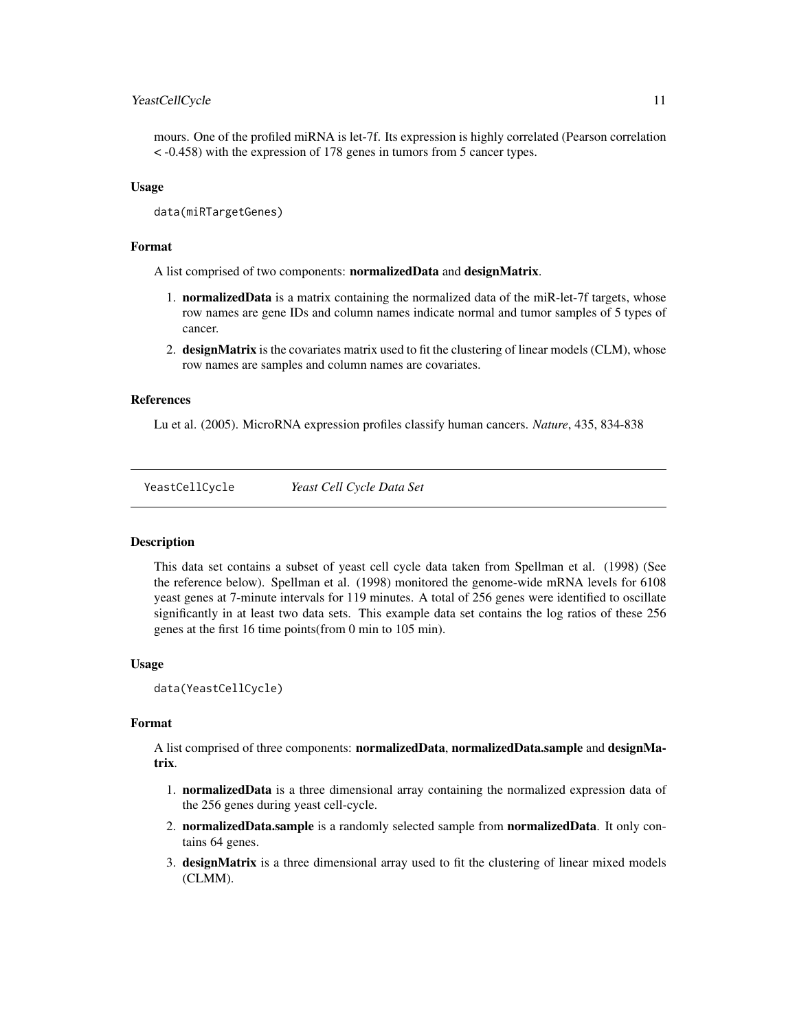mours. One of the profiled miRNA is let-7f. Its expression is highly correlated (Pearson correlation < -0.458) with the expression of 178 genes in tumors from 5 cancer types.

### Usage

```
data(miRTargetGenes)
```

### Format

A list comprised of two components: **normalizedData** and **designMatrix**.

1. **normalizedData** is a matrix containing the normalized data of the miR-let-7f targets, whose row names are gene IDs and column names indicate normal and tumor samples of 5 types of cancer.
2. **designMatrix** is the covariates matrix used to fit the clustering of linear models (CLM), whose row names are samples and column names are covariates.

### References

Lu et al. (2005). MicroRNA expression profiles classify human cancers. *Nature*, 435, 834-838

---

## YeastCellCycle *Yeast Cell Cycle Data Set*

---

### Description

This data set contains a subset of yeast cell cycle data taken from Spellman et al. (1998) (See the reference below). Spellman et al. (1998) monitored the genome-wide mRNA levels for 6108 yeast genes at 7-minute intervals for 119 minutes. A total of 256 genes were identified to oscillate significantly in at least two data sets. This example data set contains the log ratios of these 256 genes at the first 16 time points(from 0 min to 105 min).

### Usage

```
data(YeastCellCycle)
```

### Format

A list comprised of three components: **normalizedData**, **normalizedData.sample** and **designMatrix**.

1. **normalizedData** is a three dimensional array containing the normalized expression data of the 256 genes during yeast cell-cycle.
2. **normalizedData.sample** is a randomly selected sample from **normalizedData**. It only contains 64 genes.
3. **designMatrix** is a three dimensional array used to fit the clustering of linear mixed models (CLMM).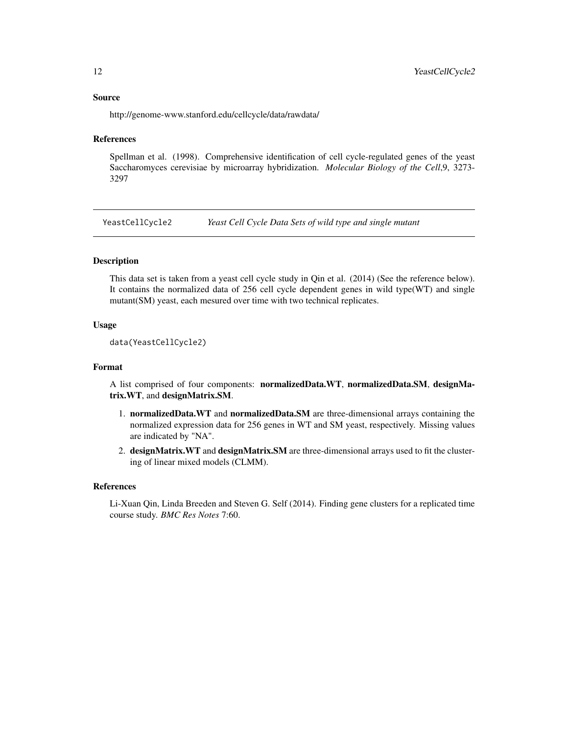## Source

http://genome-www.stanford.edu/cellcycle/data/rawdata/

## References

Spellman et al. (1998). Comprehensive identification of cell cycle-regulated genes of the yeast Saccharomyces cerevisiae by microarray hybridization. *Molecular Biology of the Cell*,9, 3273-3297

---

# YeastCellCycle2 — *Yeast Cell Cycle Data Sets of wild type and single mutant*

---

## Description

This data set is taken from a yeast cell cycle study in Qin et al. (2014) (See the reference below). It contains the normalized data of 256 cell cycle dependent genes in wild type(WT) and single mutant(SM) yeast, each mesured over time with two technical replicates.

## Usage

```
data(YeastCellCycle2)
```

## Format

A list comprised of four components: **normalizedData.WT**, **normalizedData.SM**, **designMatrix.WT**, and **designMatrix.SM**.

1. **normalizedData.WT** and **normalizedData.SM** are three-dimensional arrays containing the normalized expression data for 256 genes in WT and SM yeast, respectively. Missing values are indicated by "NA".
2. **designMatrix.WT** and **designMatrix.SM** are three-dimensional arrays used to fit the clustering of linear mixed models (CLMM).

## References

Li-Xuan Qin, Linda Breeden and Steven G. Self (2014). Finding gene clusters for a replicated time course study. *BMC Res Notes* 7:60.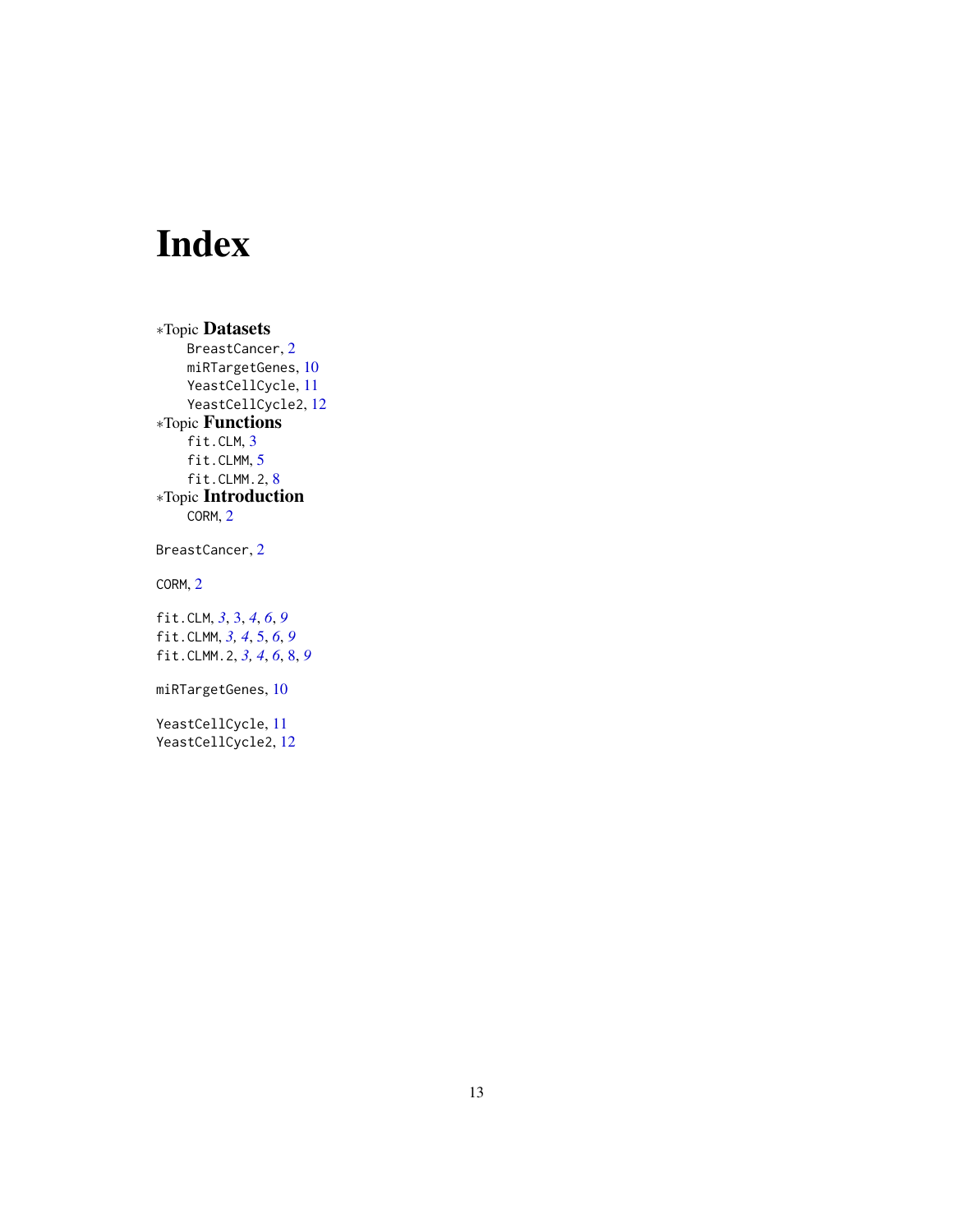# Index

*Topic **Datasets**
  BreastCancer, 2
  miRTargetGenes, 10
  YeastCellCycle, 11
  YeastCellCycle2, 12

*Topic **Functions**
  fit.CLM, 3
  fit.CLMM, 5
  fit.CLMM.2, 8

*Topic **Introduction**
  CORM, 2

BreastCancer, 2

CORM, 2

fit.CLM, *3*, 3, *4*, *6*, *9*
fit.CLMM, *3, 4*, 5, *6*, *9*
fit.CLMM.2, *3, 4*, *6*, 8, *9*

miRTargetGenes, 10

YeastCellCycle, 11
YeastCellCycle2, 12